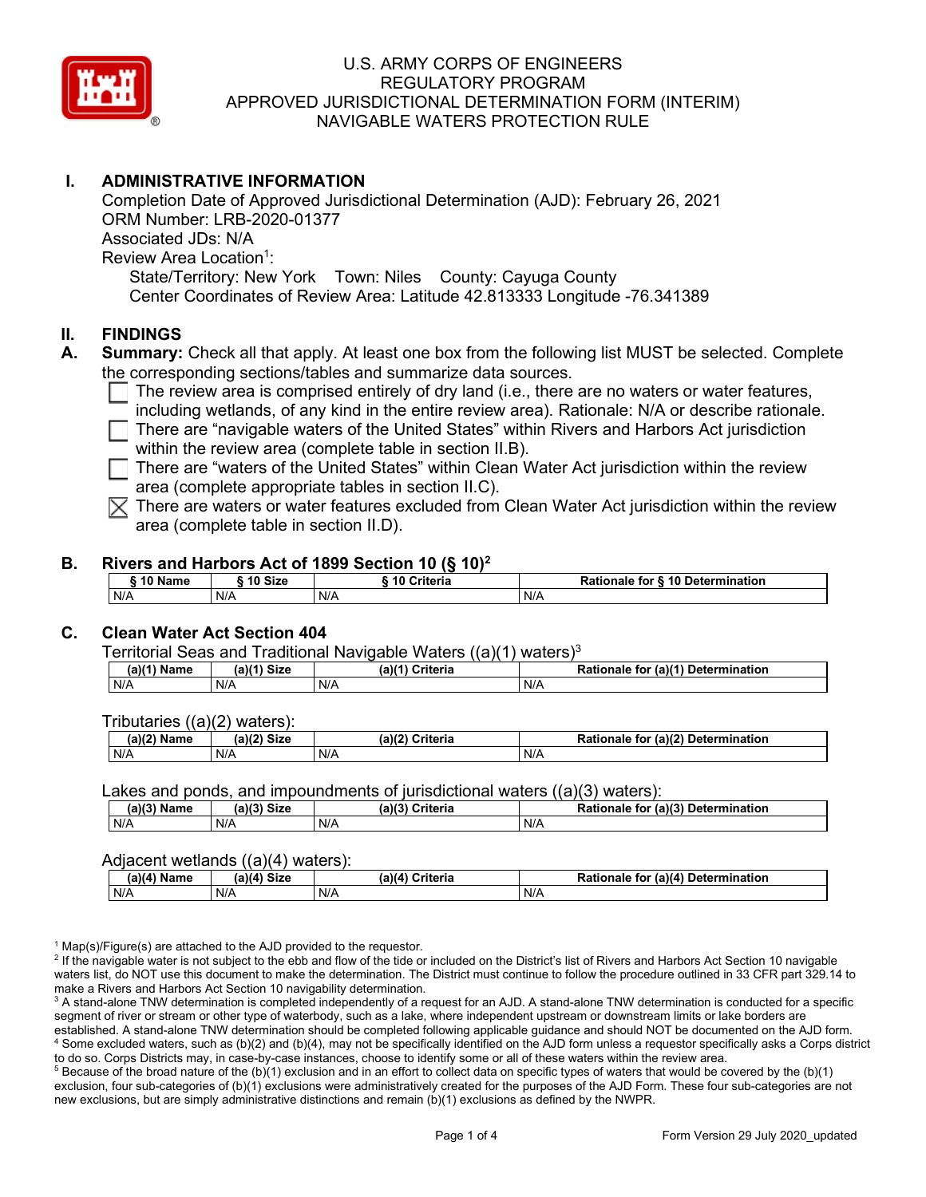# U.S. ARMY CORPS OF ENGINEERS
# REGULATORY PROGRAM
# APPROVED JURISDICTIONAL DETERMINATION FORM (INTERIM)
# NAVIGABLE WATERS PROTECTION RULE

## I. ADMINISTRATIVE INFORMATION

Completion Date of Approved Jurisdictional Determination (AJD): February 26, 2021
ORM Number: LRB-2020-01377
Associated JDs: N/A
Review Area Location[1]:
State/Territory: New York Town: Niles County: Cayuga County
Center Coordinates of Review Area: Latitude 42.813333 Longitude -76.341389

## II. FINDINGS

**A. Summary:** Check all that apply. At least one box from the following list MUST be selected. Complete the corresponding sections/tables and summarize data sources.

- ☐ The review area is comprised entirely of dry land (i.e., there are no waters or water features, including wetlands, of any kind in the entire review area). Rationale: N/A or describe rationale.
- ☐ There are "navigable waters of the United States" within Rivers and Harbors Act jurisdiction within the review area (complete table in section II.B).
- ☐ There are "waters of the United States" within Clean Water Act jurisdiction within the review area (complete appropriate tables in section II.C).
- ☒ There are waters or water features excluded from Clean Water Act jurisdiction within the review area (complete table in section II.D).

**B. Rivers and Harbors Act of 1899 Section 10 (§ 10)[2]**

| § 10 Name | § 10 Size | § 10 Criteria | Rationale for § 10 Determination |
|---|---|---|---|
| N/A | N/A | N/A | N/A |

**C. Clean Water Act Section 404**

Territorial Seas and Traditional Navigable Waters ((a)(1) waters)[3]

| (a)(1) Name | (a)(1) Size | (a)(1) Criteria | Rationale for (a)(1) Determination |
|---|---|---|---|
| N/A | N/A | N/A | N/A |

Tributaries ((a)(2) waters):

| (a)(2) Name | (a)(2) Size | (a)(2) Criteria | Rationale for (a)(2) Determination |
|---|---|---|---|
| N/A | N/A | N/A | N/A |

Lakes and ponds, and impoundments of jurisdictional waters ((a)(3) waters):

| (a)(3) Name | (a)(3) Size | (a)(3) Criteria | Rationale for (a)(3) Determination |
|---|---|---|---|
| N/A | N/A | N/A | N/A |

Adjacent wetlands ((a)(4) waters):

| (a)(4) Name | (a)(4) Size | (a)(4) Criteria | Rationale for (a)(4) Determination |
|---|---|---|---|
| N/A | N/A | N/A | N/A |

[1] Map(s)/Figure(s) are attached to the AJD provided to the requestor.
[2] If the navigable water is not subject to the ebb and flow of the tide or included on the District's list of Rivers and Harbors Act Section 10 navigable waters list, do NOT use this document to make the determination. The District must continue to follow the procedure outlined in 33 CFR part 329.14 to make a Rivers and Harbors Act Section 10 navigability determination.
[3] A stand-alone TNW determination is completed independently of a request for an AJD. A stand-alone TNW determination is conducted for a specific segment of river or stream or other type of waterbody, such as a lake, where independent upstream or downstream limits or lake borders are established. A stand-alone TNW determination should be completed following applicable guidance and should NOT be documented on the AJD form.
[4] Some excluded waters, such as (b)(2) and (b)(4), may not be specifically identified on the AJD form unless a requestor specifically asks a Corps district to do so. Corps Districts may, in case-by-case instances, choose to identify some or all of these waters within the review area.
[5] Because of the broad nature of the (b)(1) exclusion and in an effort to collect data on specific types of waters that would be covered by the (b)(1) exclusion, four sub-categories of (b)(1) exclusions were administratively created for the purposes of the AJD Form. These four sub-categories are not new exclusions, but are simply administrative distinctions and remain (b)(1) exclusions as defined by the NWPR.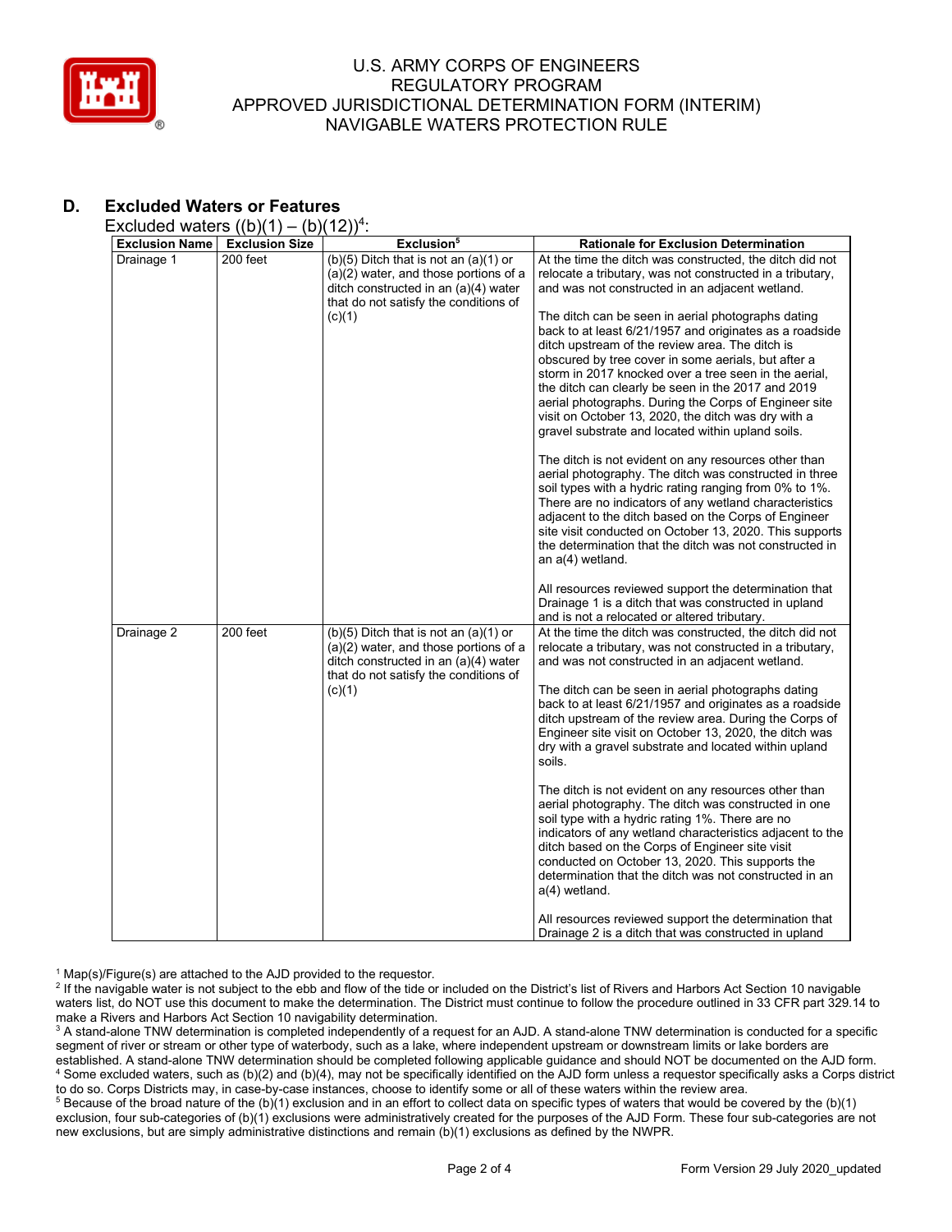## D. Excluded Waters or Features

Excluded waters ((b)(1) – (b)(12))[4]:

| Exclusion Name | Exclusion Size | Exclusion[5] | Rationale for Exclusion Determination |
|---|---|---|---|
| Drainage 1 | 200 feet | (b)(5) Ditch that is not an (a)(1) or (a)(2) water, and those portions of a ditch constructed in an (a)(4) water that do not satisfy the conditions of (c)(1) | At the time the ditch was constructed, the ditch did not relocate a tributary, was not constructed in a tributary, and was not constructed in an adjacent wetland.<br><br>The ditch can be seen in aerial photographs dating back to at least 6/21/1957 and originates as a roadside ditch upstream of the review area. The ditch is obscured by tree cover in some aerials, but after a storm in 2017 knocked over a tree seen in the aerial, the ditch can clearly be seen in the 2017 and 2019 aerial photographs. During the Corps of Engineer site visit on October 13, 2020, the ditch was dry with a gravel substrate and located within upland soils.<br><br>The ditch is not evident on any resources other than aerial photography. The ditch was constructed in three soil types with a hydric rating ranging from 0% to 1%. There are no indicators of any wetland characteristics adjacent to the ditch based on the Corps of Engineer site visit conducted on October 13, 2020. This supports the determination that the ditch was not constructed in an a(4) wetland.<br><br>All resources reviewed support the determination that Drainage 1 is a ditch that was constructed in upland and is not a relocated or altered tributary. |
| Drainage 2 | 200 feet | (b)(5) Ditch that is not an (a)(1) or (a)(2) water, and those portions of a ditch constructed in an (a)(4) water that do not satisfy the conditions of (c)(1) | At the time the ditch was constructed, the ditch did not relocate a tributary, was not constructed in a tributary, and was not constructed in an adjacent wetland.<br><br>The ditch can be seen in aerial photographs dating back to at least 6/21/1957 and originates as a roadside ditch upstream of the review area. During the Corps of Engineer site visit on October 13, 2020, the ditch was dry with a gravel substrate and located within upland soils.<br><br>The ditch is not evident on any resources other than aerial photography. The ditch was constructed in one soil type with a hydric rating 1%. There are no indicators of any wetland characteristics adjacent to the ditch based on the Corps of Engineer site visit conducted on October 13, 2020. This supports the determination that the ditch was not constructed in an a(4) wetland.<br><br>All resources reviewed support the determination that Drainage 2 is a ditch that was constructed in upland |

[1] Map(s)/Figure(s) are attached to the AJD provided to the requestor.

[2] If the navigable water is not subject to the ebb and flow of the tide or included on the District's list of Rivers and Harbors Act Section 10 navigable waters list, do NOT use this document to make the determination. The District must continue to follow the procedure outlined in 33 CFR part 329.14 to make a Rivers and Harbors Act Section 10 navigability determination.

[3] A stand-alone TNW determination is completed independently of a request for an AJD. A stand-alone TNW determination is conducted for a specific segment of river or stream or other type of waterbody, such as a lake, where independent upstream or downstream limits or lake borders are established. A stand-alone TNW determination should be completed following applicable guidance and should NOT be documented on the AJD form.

[4] Some excluded waters, such as (b)(2) and (b)(4), may not be specifically identified on the AJD form unless a requestor specifically asks a Corps district to do so. Corps Districts may, in case-by-case instances, choose to identify some or all of these waters within the review area.

[5] Because of the broad nature of the (b)(1) exclusion and in an effort to collect data on specific types of waters that would be covered by the (b)(1) exclusion, four sub-categories of (b)(1) exclusions were administratively created for the purposes of the AJD Form. These four sub-categories are not new exclusions, but are simply administrative distinctions and remain (b)(1) exclusions as defined by the NWPR.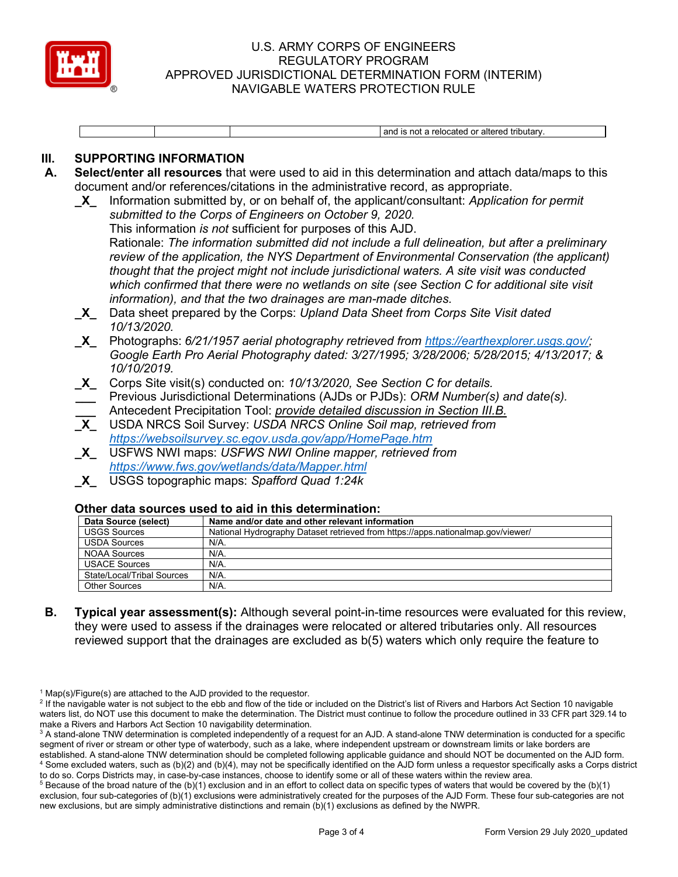| | | | and is not a relocated or altered tributary. |
|---|---|---|---|

## III. SUPPORTING INFORMATION

**A. Select/enter all resources** that were used to aid in this determination and attach data/maps to this document and/or references/citations in the administrative record, as appropriate.

_X_ Information submitted by, or on behalf of, the applicant/consultant: *Application for permit submitted to the Corps of Engineers on October 9, 2020.*
This information *is not* sufficient for purposes of this AJD.
Rationale: *The information submitted did not include a full delineation, but after a preliminary review of the application, the NYS Department of Environmental Conservation (the applicant) thought that the project might not include jurisdictional waters. A site visit was conducted which confirmed that there were no wetlands on site (see Section C for additional site visit information), and that the two drainages are man-made ditches.*

_X_ Data sheet prepared by the Corps: *Upland Data Sheet from Corps Site Visit dated 10/13/2020.*

_X_ Photographs: *6/21/1957 aerial photography retrieved from https://earthexplorer.usgs.gov/; Google Earth Pro Aerial Photography dated: 3/27/1995; 3/28/2006; 5/28/2015; 4/13/2017; & 10/10/2019.*

_X_ Corps Site visit(s) conducted on: *10/13/2020, See Section C for details.*

___ Previous Jurisdictional Determinations (AJDs or PJDs): *ORM Number(s) and date(s).*

___ Antecedent Precipitation Tool: *provide detailed discussion in Section III.B.*

_X_ USDA NRCS Soil Survey: *USDA NRCS Online Soil map, retrieved from https://websoilsurvey.sc.egov.usda.gov/app/HomePage.htm*

_X_ USFWS NWI maps: *USFWS NWI Online mapper, retrieved from https://www.fws.gov/wetlands/data/Mapper.html*

_X_ USGS topographic maps: *Spafford Quad 1:24k*

**Other data sources used to aid in this determination:**

| Data Source (select) | Name and/or date and other relevant information |
|---|---|
| USGS Sources | National Hydrography Dataset retrieved from https://apps.nationalmap.gov/viewer/ |
| USDA Sources | N/A. |
| NOAA Sources | N/A. |
| USACE Sources | N/A. |
| State/Local/Tribal Sources | N/A. |
| Other Sources | N/A. |

**B. Typical year assessment(s):** Although several point-in-time resources were evaluated for this review, they were used to assess if the drainages were relocated or altered tributaries only. All resources reviewed support that the drainages are excluded as b(5) waters which only require the feature to

[1] Map(s)/Figure(s) are attached to the AJD provided to the requestor.
[2] If the navigable water is not subject to the ebb and flow of the tide or included on the District's list of Rivers and Harbors Act Section 10 navigable waters list, do NOT use this document to make the determination. The District must continue to follow the procedure outlined in 33 CFR part 329.14 to make a Rivers and Harbors Act Section 10 navigability determination.
[3] A stand-alone TNW determination is completed independently of a request for an AJD. A stand-alone TNW determination is conducted for a specific segment of river or stream or other type of waterbody, such as a lake, where independent upstream or downstream limits or lake borders are established. A stand-alone TNW determination should be completed following applicable guidance and should NOT be documented on the AJD form.
[4] Some excluded waters, such as (b)(2) and (b)(4), may not be specifically identified on the AJD form unless a requestor specifically asks a Corps district to do so. Corps Districts may, in case-by-case instances, choose to identify some or all of these waters within the review area.
[5] Because of the broad nature of the (b)(1) exclusion and in an effort to collect data on specific types of waters that would be covered by the (b)(1) exclusion, four sub-categories of (b)(1) exclusions were administratively created for the purposes of the AJD Form. These four sub-categories are not new exclusions, but are simply administrative distinctions and remain (b)(1) exclusions as defined by the NWPR.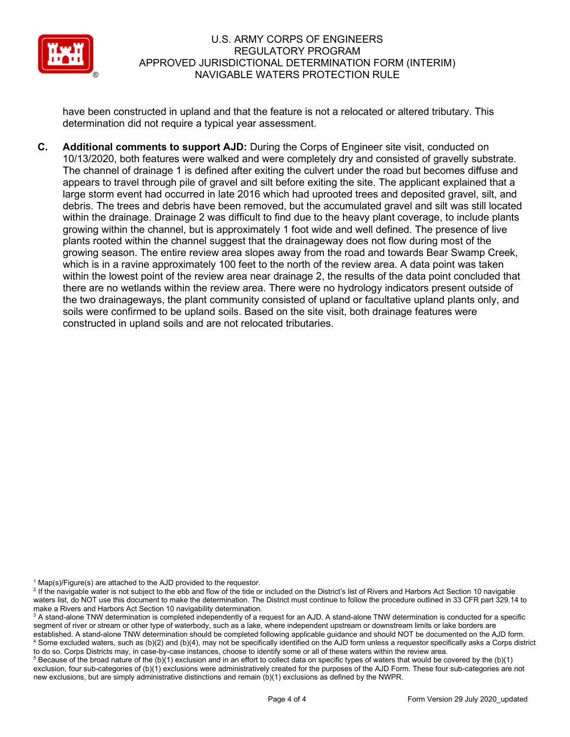have been constructed in upland and that the feature is not a relocated or altered tributary. This determination did not require a typical year assessment.

**C. Additional comments to support AJD:** During the Corps of Engineer site visit, conducted on 10/13/2020, both features were walked and were completely dry and consisted of gravelly substrate. The channel of drainage 1 is defined after exiting the culvert under the road but becomes diffuse and appears to travel through pile of gravel and silt before exiting the site. The applicant explained that a large storm event had occurred in late 2016 which had uprooted trees and deposited gravel, silt, and debris. The trees and debris have been removed, but the accumulated gravel and silt was still located within the drainage. Drainage 2 was difficult to find due to the heavy plant coverage, to include plants growing within the channel, but is approximately 1 foot wide and well defined. The presence of live plants rooted within the channel suggest that the drainageway does not flow during most of the growing season. The entire review area slopes away from the road and towards Bear Swamp Creek, which is in a ravine approximately 100 feet to the north of the review area. A data point was taken within the lowest point of the review area near drainage 2, the results of the data point concluded that there are no wetlands within the review area. There were no hydrology indicators present outside of the two drainageways, the plant community consisted of upland or facultative upland plants only, and soils were confirmed to be upland soils. Based on the site visit, both drainage features were constructed in upland soils and are not relocated tributaries.

[1] Map(s)/Figure(s) are attached to the AJD provided to the requestor.

[2] If the navigable water is not subject to the ebb and flow of the tide or included on the District's list of Rivers and Harbors Act Section 10 navigable waters list, do NOT use this document to make the determination. The District must continue to follow the procedure outlined in 33 CFR part 329.14 to make a Rivers and Harbors Act Section 10 navigability determination.

[3] A stand-alone TNW determination is completed independently of a request for an AJD. A stand-alone TNW determination is conducted for a specific segment of river or stream or other type of waterbody, such as a lake, where independent upstream or downstream limits or lake borders are established. A stand-alone TNW determination should be completed following applicable guidance and should NOT be documented on the AJD form.

[4] Some excluded waters, such as (b)(2) and (b)(4), may not be specifically identified on the AJD form unless a requestor specifically asks a Corps district to do so. Corps Districts may, in case-by-case instances, choose to identify some or all of these waters within the review area.

[5] Because of the broad nature of the (b)(1) exclusion and in an effort to collect data on specific types of waters that would be covered by the (b)(1) exclusion, four sub-categories of (b)(1) exclusions were administratively created for the purposes of the AJD Form. These four sub-categories are not new exclusions, but are simply administrative distinctions and remain (b)(1) exclusions as defined by the NWPR.